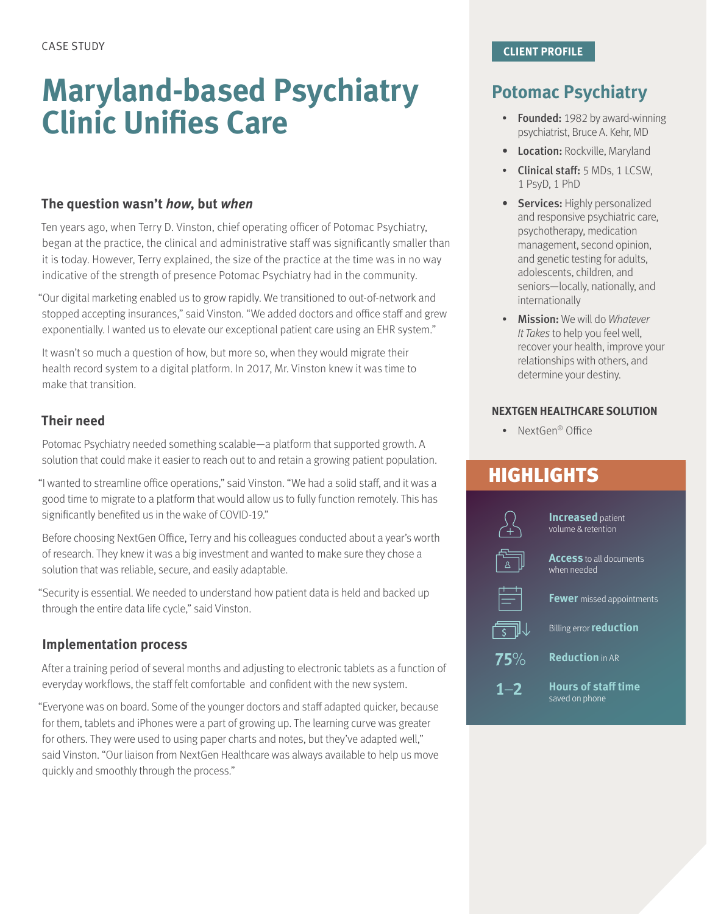CASE STUDY

# Maryland-based Psychiatry Clinic Unifies Care

### The question wasn't *how*, but *when*

Ten years ago, when Terry D. Vinston, chief operating officer of Potomac Psychiatry, began at the practice, the clinical and administrative staff was significantly smaller than it is today. However, Terry explained, the size of the practice at the time was in no way indicative of the strength of presence Potomac Psychiatry had in the community.

"Our digital marketing enabled us to grow rapidly. We transitioned to out-of-network and stopped accepting insurances," said Vinston. "We added doctors and office staff and grew exponentially. I wanted us to elevate our exceptional patient care using an EHR system."

It wasn't so much a question of how, but more so, when they would migrate their health record system to a digital platform. In 2017, Mr. Vinston knew it was time to make that transition.

### Their need

Potomac Psychiatry needed something scalable—a platform that supported growth. A solution that could make it easier to reach out to and retain a growing patient population.

"I wanted to streamline office operations," said Vinston. "We had a solid staff, and it was a good time to migrate to a platform that would allow us to fully function remotely. This has significantly benefited us in the wake of COVID-19."

Before choosing NextGen Office, Terry and his colleagues conducted about a year's worth of research. They knew it was a big investment and wanted to make sure they chose a solution that was reliable, secure, and easily adaptable.

"Security is essential. We needed to understand how patient data is held and backed up through the entire data life cycle," said Vinston.

### Implementation process

After a training period of several months and adjusting to electronic tablets as a function of everyday workflows, the staff felt comfortable and confident with the new system.

"Everyone was on board. Some of the younger doctors and staff adapted quicker, because for them, tablets and iPhones were a part of growing up. The learning curve was greater for others. They were used to using paper charts and notes, but they've adapted well," said Vinston. "Our liaison from NextGen Healthcare was always available to help us move quickly and smoothly through the process."

**CLIENT PROFILE**

## Potomac Psychiatry

- **Founded:** 1982 by award-winning psychiatrist, Bruce A. Kehr, MD
- **Location:** Rockville, Maryland
- **Clinical staff:** 5 MDs, 1 LCSW, 1 PsyD, 1 PhD
- **Services:** Highly personalized and responsive psychiatric care, psychotherapy, medication management, second opinion, and genetic testing for adults, adolescents, children, and seniors—locally, nationally, and internationally
- **Mission:** We will do *Whatever It Takes* to help you feel well, recover your health, improve your relationships with others, and determine your destiny.

**NEXTGEN HEALTHCARE SOLUTION**

- NextGen® Office

## HIGHLIGHTS

- **Increased** patient volume & retention
- **Access** to all documents when needed
- **Fewer** missed appointments
- Billing error **reduction**
- **75%** **Reduction** in AR
- **1–2** **Hours of staff time** saved on phone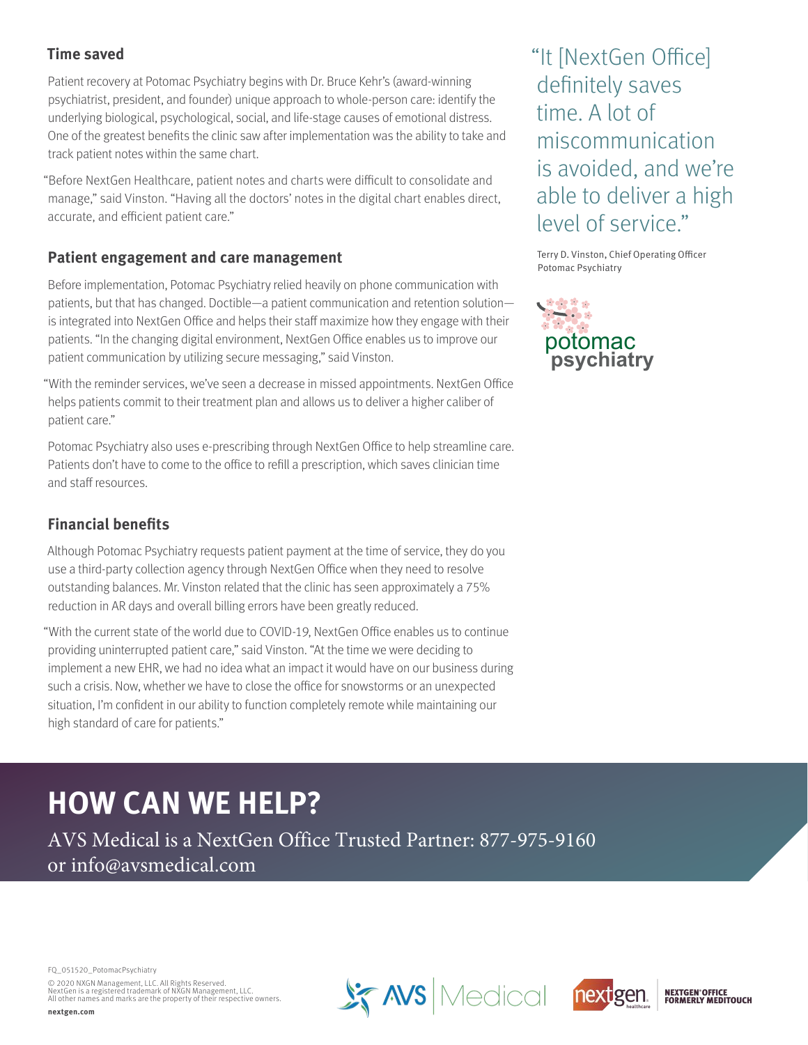## Time saved

Patient recovery at Potomac Psychiatry begins with Dr. Bruce Kehr's (award-winning psychiatrist, president, and founder) unique approach to whole-person care: identify the underlying biological, psychological, social, and life-stage causes of emotional distress. One of the greatest benefits the clinic saw after implementation was the ability to take and track patient notes within the same chart.

"Before NextGen Healthcare, patient notes and charts were difficult to consolidate and manage," said Vinston. "Having all the doctors' notes in the digital chart enables direct, accurate, and efficient patient care."

## Patient engagement and care management

Before implementation, Potomac Psychiatry relied heavily on phone communication with patients, but that has changed. Doctible—a patient communication and retention solution—is integrated into NextGen Office and helps their staff maximize how they engage with their patients. "In the changing digital environment, NextGen Office enables us to improve our patient communication by utilizing secure messaging," said Vinston.

"With the reminder services, we've seen a decrease in missed appointments. NextGen Office helps patients commit to their treatment plan and allows us to deliver a higher caliber of patient care."

Potomac Psychiatry also uses e-prescribing through NextGen Office to help streamline care. Patients don't have to come to the office to refill a prescription, which saves clinician time and staff resources.

## Financial benefits

Although Potomac Psychiatry requests patient payment at the time of service, they do you use a third-party collection agency through NextGen Office when they need to resolve outstanding balances. Mr. Vinston related that the clinic has seen approximately a 75% reduction in AR days and overall billing errors have been greatly reduced.

"With the current state of the world due to COVID-19, NextGen Office enables us to continue providing uninterrupted patient care," said Vinston. "At the time we were deciding to implement a new EHR, we had no idea what an impact it would have on our business during such a crisis. Now, whether we have to close the office for snowstorms or an unexpected situation, I'm confident in our ability to function completely remote while maintaining our high standard of care for patients."

> "It [NextGen Office] definitely saves time. A lot of miscommunication is avoided, and we're able to deliver a high level of service."
>
> Terry D. Vinston, Chief Operating Officer
> Potomac Psychiatry

potomac psychiatry

# HOW CAN WE HELP?

AVS Medical is a NextGen Office Trusted Partner: 877-975-9160 or info@avsmedical.com

FQ_051520_PotomacPsychiatry

© 2020 NXGN Management, LLC. All Rights Reserved.
NextGen is a registered trademark of NXGN Management, LLC.
All other names and marks are the property of their respective owners.

**nextgen.com**

AVS Medical

nextgen healthcare | NEXTGEN® OFFICE FORMERLY MEDITOUCH